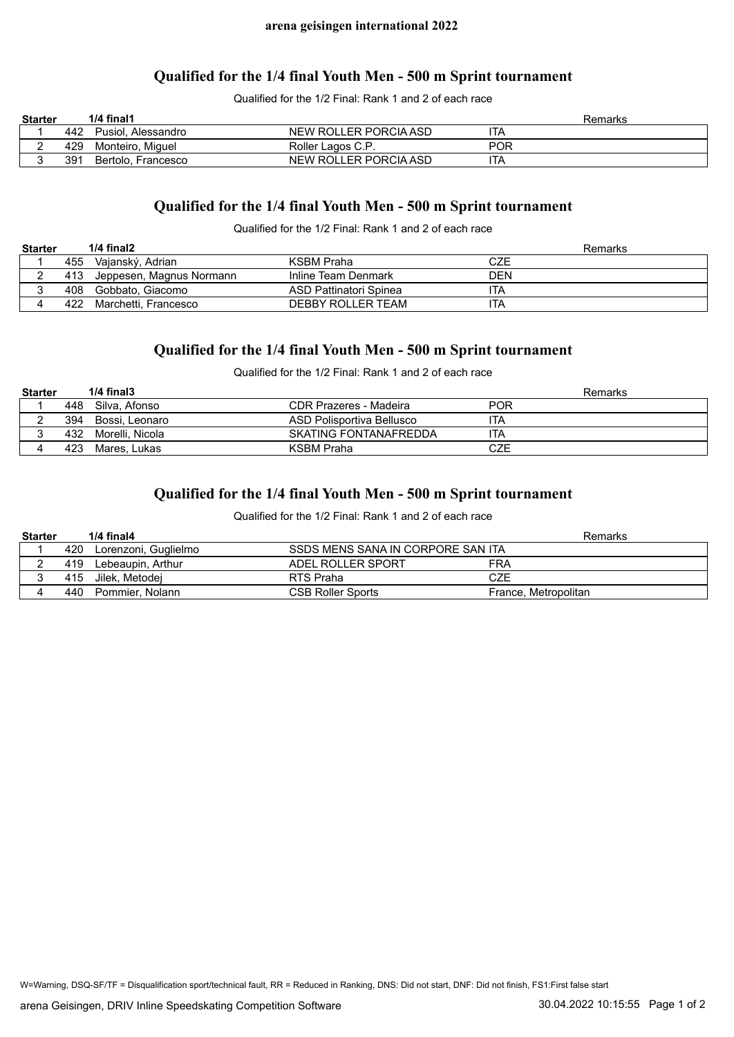**arena geisingen international 2022**

## Qualified for the 1/4 final Youth Men - 500 m Sprint tournament

Qualified for the 1/2 Final: Rank 1 and 2 of each race

| Starter | 1/4 final1 | | | Remarks |
|---|---|---|---|---|
| 1 | 442 Pusiol, Alessandro | NEW ROLLER PORCIA ASD | ITA | |
| 2 | 429 Monteiro, Miguel | Roller Lagos C.P. | POR | |
| 3 | 391 Bertolo, Francesco | NEW ROLLER PORCIA ASD | ITA | |

## Qualified for the 1/4 final Youth Men - 500 m Sprint tournament

Qualified for the 1/2 Final: Rank 1 and 2 of each race

| Starter | 1/4 final2 | | | Remarks |
|---|---|---|---|---|
| 1 | 455 Vajanský, Adrian | KSBM Praha | CZE | |
| 2 | 413 Jeppesen, Magnus Normann | Inline Team Denmark | DEN | |
| 3 | 408 Gobbato, Giacomo | ASD Pattinatori Spinea | ITA | |
| 4 | 422 Marchetti, Francesco | DEBBY ROLLER TEAM | ITA | |

## Qualified for the 1/4 final Youth Men - 500 m Sprint tournament

Qualified for the 1/2 Final: Rank 1 and 2 of each race

| Starter | 1/4 final3 | | | Remarks |
|---|---|---|---|---|
| 1 | 448 Silva, Afonso | CDR Prazeres - Madeira | POR | |
| 2 | 394 Bossi, Leonaro | ASD Polisportiva Bellusco | ITA | |
| 3 | 432 Morelli, Nicola | SKATING FONTANAFREDDA | ITA | |
| 4 | 423 Mares, Lukas | KSBM Praha | CZE | |

## Qualified for the 1/4 final Youth Men - 500 m Sprint tournament

Qualified for the 1/2 Final: Rank 1 and 2 of each race

| Starter | 1/4 final4 | | | Remarks |
|---|---|---|---|---|
| 1 | 420 Lorenzoni, Guglielmo | SSDS MENS SANA IN CORPORE SAN | ITA | |
| 2 | 419 Lebeaupin, Arthur | ADEL ROLLER SPORT | FRA | |
| 3 | 415 Jilek, Metodej | RTS Praha | CZE | |
| 4 | 440 Pommier, Nolann | CSB Roller Sports | France, Metropolitan | |

W=Warning, DSQ-SF/TF = Disqualification sport/technical fault, RR = Reduced in Ranking, DNS: Did not start, DNF: Did not finish, FS1:First false start

arena Geisingen, DRIV Inline Speedskating Competition Software 30.04.2022 10:15:55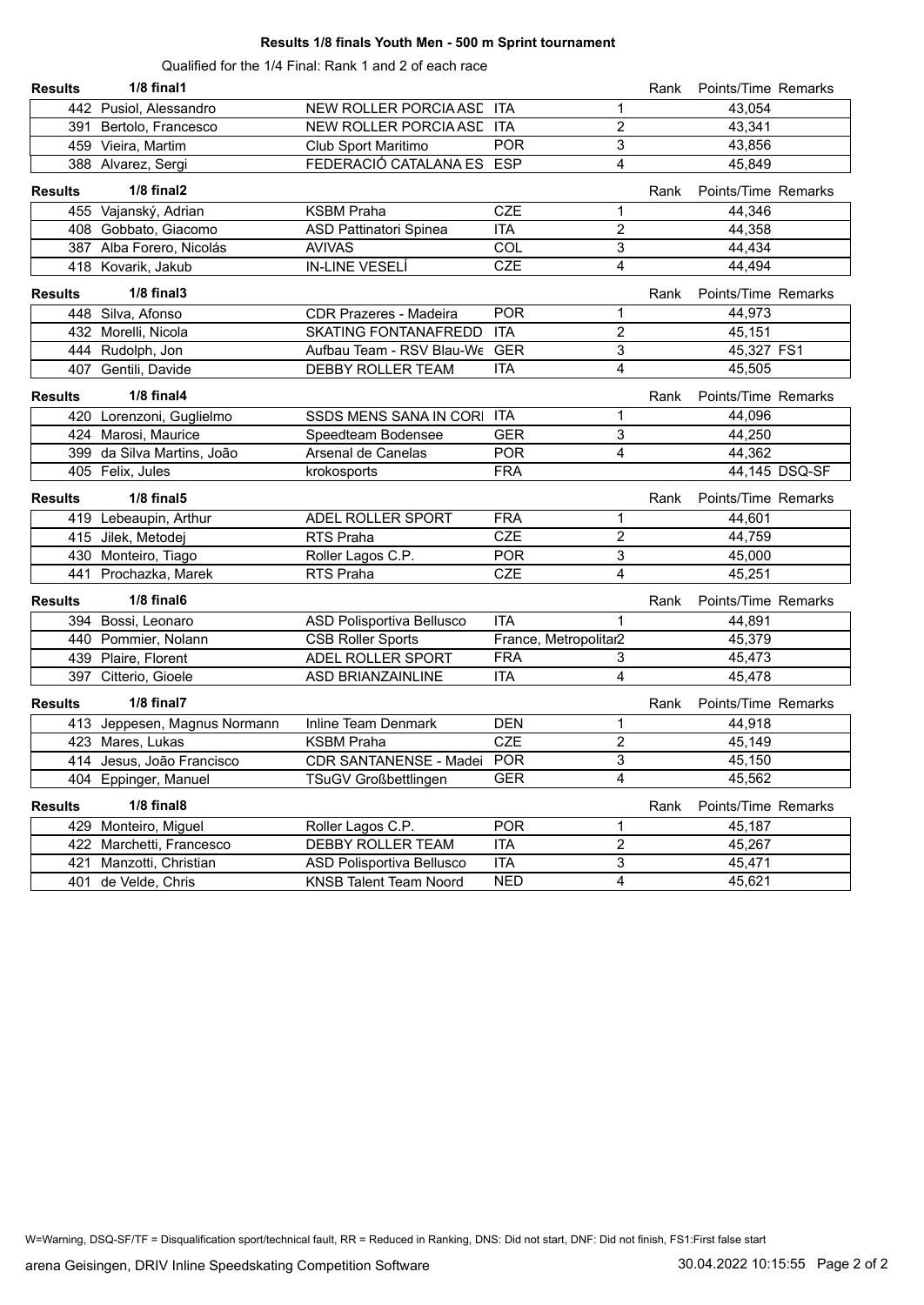# Results 1/8 finals Youth Men - 500 m Sprint tournament

Qualified for the 1/4 Final: Rank 1 and 2 of each race

**Results 1/8 final1**

| | | | | Rank | Points/Time | Remarks |
|---|---|---|---|---|---|---|
| 442 | Pusiol, Alessandro | NEW ROLLER PORCIA ASD | ITA | 1 | 43,054 | |
| 391 | Bertolo, Francesco | NEW ROLLER PORCIA ASD | ITA | 2 | 43,341 | |
| 459 | Vieira, Martim | Club Sport Maritimo | POR | 3 | 43,856 | |
| 388 | Alvarez, Sergi | FEDERACIÓ CATALANA ES | ESP | 4 | 45,849 | |

**Results 1/8 final2**

| | | | | Rank | Points/Time | Remarks |
|---|---|---|---|---|---|---|
| 455 | Vajanský, Adrian | KSBM Praha | CZE | 1 | 44,346 | |
| 408 | Gobbato, Giacomo | ASD Pattinatori Spinea | ITA | 2 | 44,358 | |
| 387 | Alba Forero, Nicolás | AVIVAS | COL | 3 | 44,434 | |
| 418 | Kovarik, Jakub | IN-LINE VESELÍ | CZE | 4 | 44,494 | |

**Results 1/8 final3**

| | | | | Rank | Points/Time | Remarks |
|---|---|---|---|---|---|---|
| 448 | Silva, Afonso | CDR Prazeres - Madeira | POR | 1 | 44,973 | |
| 432 | Morelli, Nicola | SKATING FONTANAFREDD | ITA | 2 | 45,151 | |
| 444 | Rudolph, Jon | Aufbau Team - RSV Blau-We | GER | 3 | 45,327 | FS1 |
| 407 | Gentili, Davide | DEBBY ROLLER TEAM | ITA | 4 | 45,505 | |

**Results 1/8 final4**

| | | | | Rank | Points/Time | Remarks |
|---|---|---|---|---|---|---|
| 420 | Lorenzoni, Guglielmo | SSDS MENS SANA IN CORI | ITA | 1 | 44,096 | |
| 424 | Marosi, Maurice | Speedteam Bodensee | GER | 3 | 44,250 | |
| 399 | da Silva Martins, João | Arsenal de Canelas | POR | 4 | 44,362 | |
| 405 | Felix, Jules | krokosports | FRA | | 44,145 | DSQ-SF |

**Results 1/8 final5**

| | | | | Rank | Points/Time | Remarks |
|---|---|---|---|---|---|---|
| 419 | Lebeaupin, Arthur | ADEL ROLLER SPORT | FRA | 1 | 44,601 | |
| 415 | Jilek, Metodej | RTS Praha | CZE | 2 | 44,759 | |
| 430 | Monteiro, Tiago | Roller Lagos C.P. | POR | 3 | 45,000 | |
| 441 | Prochazka, Marek | RTS Praha | CZE | 4 | 45,251 | |

**Results 1/8 final6**

| | | | | Rank | Points/Time | Remarks |
|---|---|---|---|---|---|---|
| 394 | Bossi, Leonaro | ASD Polisportiva Bellusco | ITA | 1 | 44,891 | |
| 440 | Pommier, Nolann | CSB Roller Sports | France, Metropolitan | 2 | 45,379 | |
| 439 | Plaire, Florent | ADEL ROLLER SPORT | FRA | 3 | 45,473 | |
| 397 | Citterio, Gioele | ASD BRIANZAINLINE | ITA | 4 | 45,478 | |

**Results 1/8 final7**

| | | | | Rank | Points/Time | Remarks |
|---|---|---|---|---|---|---|
| 413 | Jeppesen, Magnus Normann | Inline Team Denmark | DEN | 1 | 44,918 | |
| 423 | Mares, Lukas | KSBM Praha | CZE | 2 | 45,149 | |
| 414 | Jesus, João Francisco | CDR SANTANENSE - Madei | POR | 3 | 45,150 | |
| 404 | Eppinger, Manuel | TSuGV Großbettlingen | GER | 4 | 45,562 | |

**Results 1/8 final8**

| | | | | Rank | Points/Time | Remarks |
|---|---|---|---|---|---|---|
| 429 | Monteiro, Miguel | Roller Lagos C.P. | POR | 1 | 45,187 | |
| 422 | Marchetti, Francesco | DEBBY ROLLER TEAM | ITA | 2 | 45,267 | |
| 421 | Manzotti, Christian | ASD Polisportiva Bellusco | ITA | 3 | 45,471 | |
| 401 | de Velde, Chris | KNSB Talent Team Noord | NED | 4 | 45,621 | |

W=Warning, DSQ-SF/TF = Disqualification sport/technical fault, RR = Reduced in Ranking, DNS: Did not start, DNF: Did not finish, FS1:First false start

arena Geisingen, DRIV Inline Speedskating Competition Software 30.04.2022 10:15:55